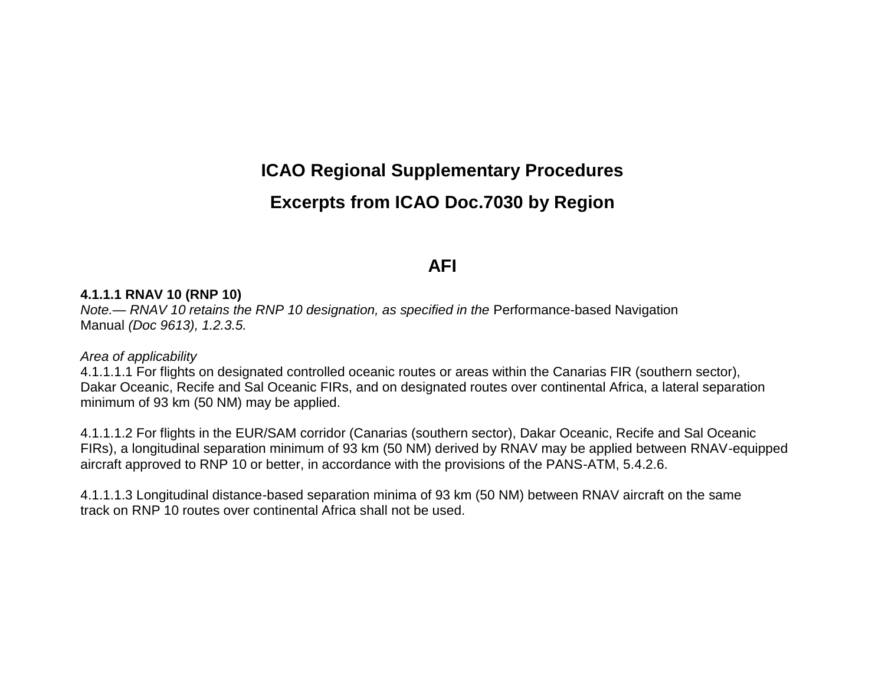# ICAO Regional Supplementary Procedures

# Excerpts from ICAO Doc.7030 by Region

## AFI

**4.1.1.1 RNAV 10 (RNP 10)**
*Note.— RNAV 10 retains the RNP 10 designation, as specified in the* Performance-based Navigation Manual *(Doc 9613), 1.2.3.5.*

*Area of applicability*
4.1.1.1.1 For flights on designated controlled oceanic routes or areas within the Canarias FIR (southern sector), Dakar Oceanic, Recife and Sal Oceanic FIRs, and on designated routes over continental Africa, a lateral separation minimum of 93 km (50 NM) may be applied.

4.1.1.1.2 For flights in the EUR/SAM corridor (Canarias (southern sector), Dakar Oceanic, Recife and Sal Oceanic FIRs), a longitudinal separation minimum of 93 km (50 NM) derived by RNAV may be applied between RNAV-equipped aircraft approved to RNP 10 or better, in accordance with the provisions of the PANS-ATM, 5.4.2.6.

4.1.1.1.3 Longitudinal distance-based separation minima of 93 km (50 NM) between RNAV aircraft on the same track on RNP 10 routes over continental Africa shall not be used.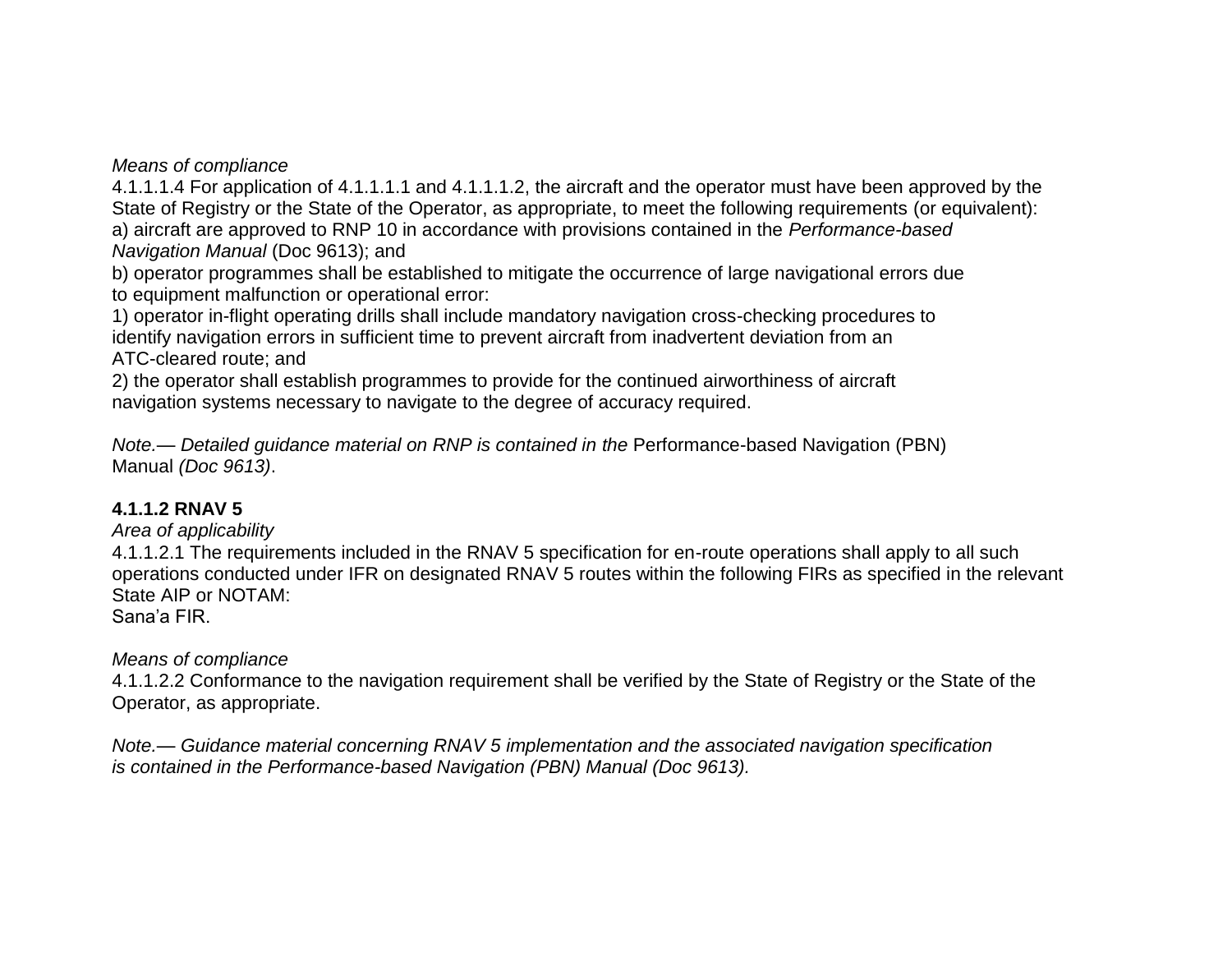*Means of compliance*

4.1.1.1.4 For application of 4.1.1.1.1 and 4.1.1.1.2, the aircraft and the operator must have been approved by the State of Registry or the State of the Operator, as appropriate, to meet the following requirements (or equivalent):

a) aircraft are approved to RNP 10 in accordance with provisions contained in the *Performance-based Navigation Manual* (Doc 9613); and

b) operator programmes shall be established to mitigate the occurrence of large navigational errors due to equipment malfunction or operational error:

1) operator in-flight operating drills shall include mandatory navigation cross-checking procedures to identify navigation errors in sufficient time to prevent aircraft from inadvertent deviation from an ATC-cleared route; and

2) the operator shall establish programmes to provide for the continued airworthiness of aircraft navigation systems necessary to navigate to the degree of accuracy required.

*Note.— Detailed guidance material on RNP is contained in the* Performance-based Navigation (PBN) Manual *(Doc 9613)*.

**4.1.1.2 RNAV 5**

*Area of applicability*

4.1.1.2.1 The requirements included in the RNAV 5 specification for en-route operations shall apply to all such operations conducted under IFR on designated RNAV 5 routes within the following FIRs as specified in the relevant State AIP or NOTAM:

Sana'a FIR.

*Means of compliance*

4.1.1.2.2 Conformance to the navigation requirement shall be verified by the State of Registry or the State of the Operator, as appropriate.

*Note.— Guidance material concerning RNAV 5 implementation and the associated navigation specification is contained in the Performance-based Navigation (PBN) Manual (Doc 9613).*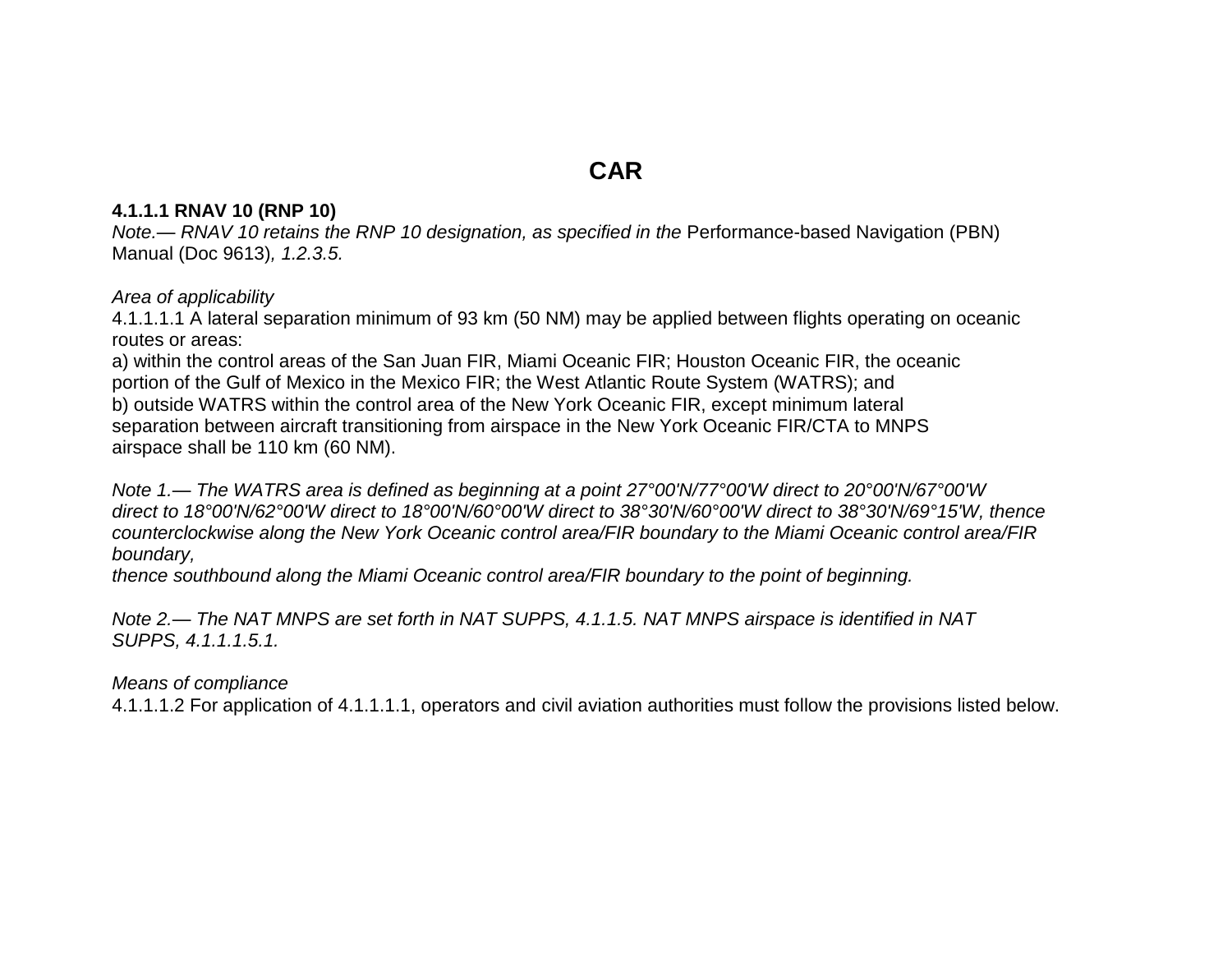# CAR

**4.1.1.1 RNAV 10 (RNP 10)**

*Note.— RNAV 10 retains the RNP 10 designation, as specified in the* Performance-based Navigation (PBN) Manual (Doc 9613)*, 1.2.3.5.*

*Area of applicability*

4.1.1.1.1 A lateral separation minimum of 93 km (50 NM) may be applied between flights operating on oceanic routes or areas:

a) within the control areas of the San Juan FIR, Miami Oceanic FIR; Houston Oceanic FIR, the oceanic portion of the Gulf of Mexico in the Mexico FIR; the West Atlantic Route System (WATRS); and

b) outside WATRS within the control area of the New York Oceanic FIR, except minimum lateral separation between aircraft transitioning from airspace in the New York Oceanic FIR/CTA to MNPS airspace shall be 110 km (60 NM).

*Note 1.— The WATRS area is defined as beginning at a point 27°00'N/77°00'W direct to 20°00'N/67°00'W direct to 18°00'N/62°00'W direct to 18°00'N/60°00'W direct to 38°30'N/60°00'W direct to 38°30'N/69°15'W, thence counterclockwise along the New York Oceanic control area/FIR boundary to the Miami Oceanic control area/FIR boundary,*
*thence southbound along the Miami Oceanic control area/FIR boundary to the point of beginning.*

*Note 2.— The NAT MNPS are set forth in NAT SUPPS, 4.1.1.5. NAT MNPS airspace is identified in NAT SUPPS, 4.1.1.1.5.1.*

*Means of compliance*

4.1.1.1.2 For application of 4.1.1.1.1, operators and civil aviation authorities must follow the provisions listed below.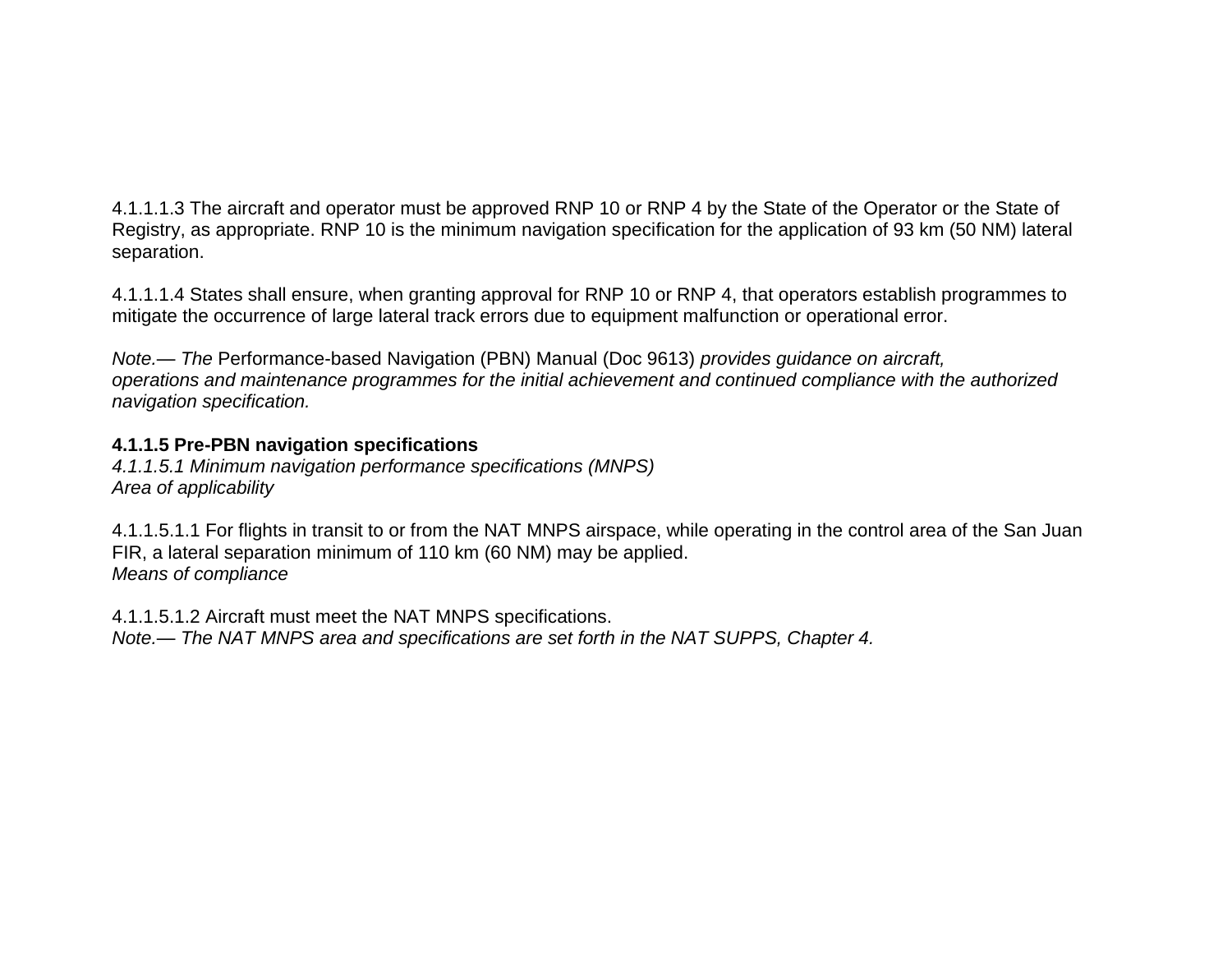4.1.1.1.3 The aircraft and operator must be approved RNP 10 or RNP 4 by the State of the Operator or the State of Registry, as appropriate. RNP 10 is the minimum navigation specification for the application of 93 km (50 NM) lateral separation.

4.1.1.1.4 States shall ensure, when granting approval for RNP 10 or RNP 4, that operators establish programmes to mitigate the occurrence of large lateral track errors due to equipment malfunction or operational error.

*Note.— The* Performance-based Navigation (PBN) Manual (Doc 9613) *provides guidance on aircraft, operations and maintenance programmes for the initial achievement and continued compliance with the authorized navigation specification.*

**4.1.1.5 Pre-PBN navigation specifications**
*4.1.1.5.1 Minimum navigation performance specifications (MNPS)*
*Area of applicability*

4.1.1.5.1.1 For flights in transit to or from the NAT MNPS airspace, while operating in the control area of the San Juan FIR, a lateral separation minimum of 110 km (60 NM) may be applied.
*Means of compliance*

4.1.1.5.1.2 Aircraft must meet the NAT MNPS specifications.
*Note.— The NAT MNPS area and specifications are set forth in the NAT SUPPS, Chapter 4.*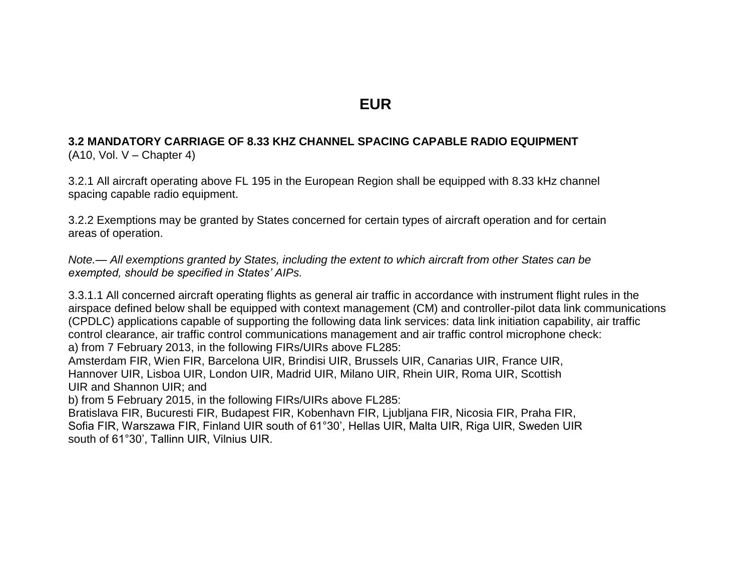# EUR

**3.2 MANDATORY CARRIAGE OF 8.33 KHZ CHANNEL SPACING CAPABLE RADIO EQUIPMENT**
(A10, Vol. V – Chapter 4)

3.2.1 All aircraft operating above FL 195 in the European Region shall be equipped with 8.33 kHz channel spacing capable radio equipment.

3.2.2 Exemptions may be granted by States concerned for certain types of aircraft operation and for certain areas of operation.

*Note.— All exemptions granted by States, including the extent to which aircraft from other States can be exempted, should be specified in States' AIPs.*

3.3.1.1 All concerned aircraft operating flights as general air traffic in accordance with instrument flight rules in the airspace defined below shall be equipped with context management (CM) and controller-pilot data link communications (CPDLC) applications capable of supporting the following data link services: data link initiation capability, air traffic control clearance, air traffic control communications management and air traffic control microphone check:

a) from 7 February 2013, in the following FIRs/UIRs above FL285:
Amsterdam FIR, Wien FIR, Barcelona UIR, Brindisi UIR, Brussels UIR, Canarias UIR, France UIR, Hannover UIR, Lisboa UIR, London UIR, Madrid UIR, Milano UIR, Rhein UIR, Roma UIR, Scottish UIR and Shannon UIR; and

b) from 5 February 2015, in the following FIRs/UIRs above FL285:
Bratislava FIR, Bucuresti FIR, Budapest FIR, Kobenhavn FIR, Ljubljana FIR, Nicosia FIR, Praha FIR, Sofia FIR, Warszawa FIR, Finland UIR south of 61°30', Hellas UIR, Malta UIR, Riga UIR, Sweden UIR south of 61°30', Tallinn UIR, Vilnius UIR.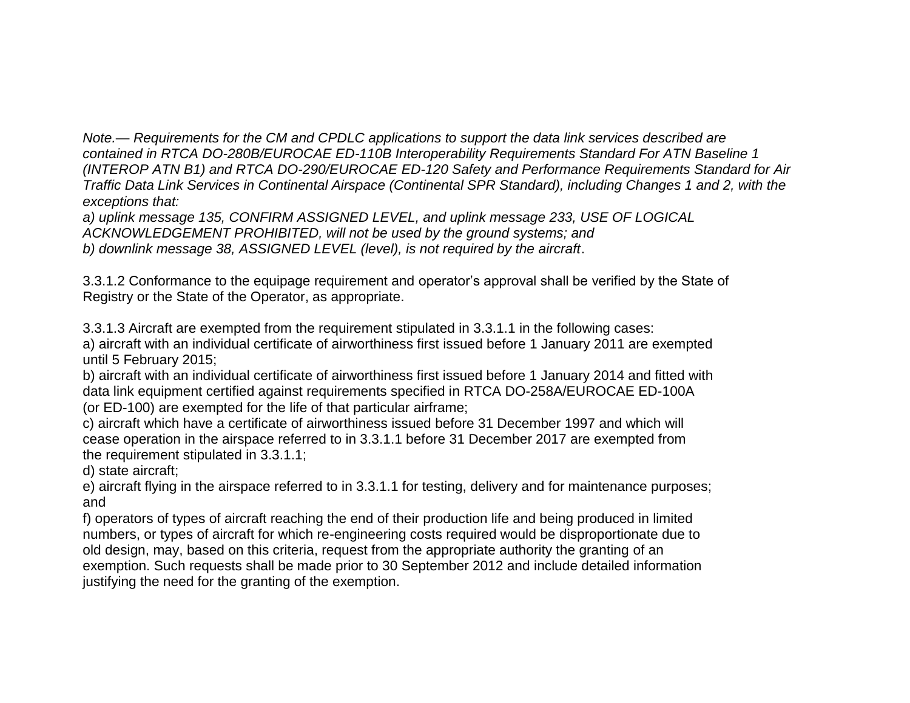*Note.— Requirements for the CM and CPDLC applications to support the data link services described are contained in RTCA DO-280B/EUROCAE ED-110B Interoperability Requirements Standard For ATN Baseline 1 (INTEROP ATN B1) and RTCA DO-290/EUROCAE ED-120 Safety and Performance Requirements Standard for Air Traffic Data Link Services in Continental Airspace (Continental SPR Standard), including Changes 1 and 2, with the exceptions that:*

*a) uplink message 135, CONFIRM ASSIGNED LEVEL, and uplink message 233, USE OF LOGICAL ACKNOWLEDGEMENT PROHIBITED, will not be used by the ground systems; and*

*b) downlink message 38, ASSIGNED LEVEL (level), is not required by the aircraft*.

3.3.1.2 Conformance to the equipage requirement and operator's approval shall be verified by the State of Registry or the State of the Operator, as appropriate.

3.3.1.3 Aircraft are exempted from the requirement stipulated in 3.3.1.1 in the following cases:

a) aircraft with an individual certificate of airworthiness first issued before 1 January 2011 are exempted until 5 February 2015;

b) aircraft with an individual certificate of airworthiness first issued before 1 January 2014 and fitted with data link equipment certified against requirements specified in RTCA DO-258A/EUROCAE ED-100A (or ED-100) are exempted for the life of that particular airframe;

c) aircraft which have a certificate of airworthiness issued before 31 December 1997 and which will cease operation in the airspace referred to in 3.3.1.1 before 31 December 2017 are exempted from the requirement stipulated in 3.3.1.1;

d) state aircraft;

e) aircraft flying in the airspace referred to in 3.3.1.1 for testing, delivery and for maintenance purposes; and

f) operators of types of aircraft reaching the end of their production life and being produced in limited numbers, or types of aircraft for which re-engineering costs required would be disproportionate due to old design, may, based on this criteria, request from the appropriate authority the granting of an exemption. Such requests shall be made prior to 30 September 2012 and include detailed information justifying the need for the granting of the exemption.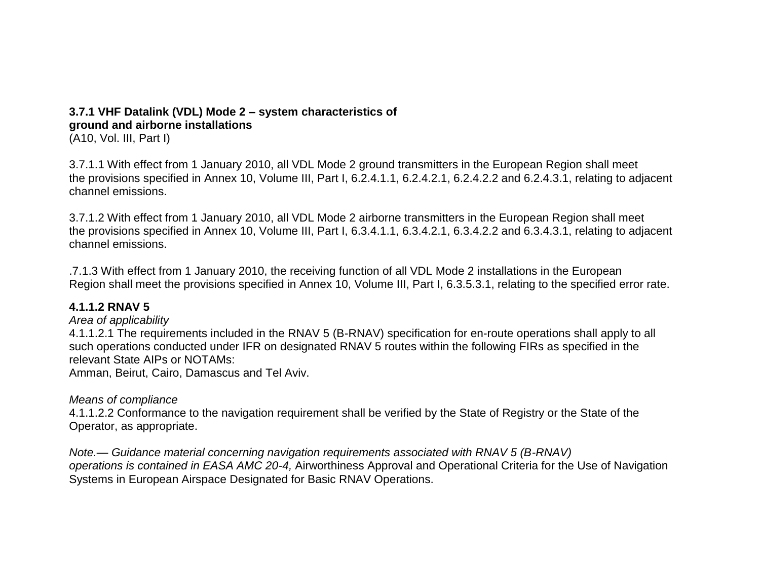**3.7.1 VHF Datalink (VDL) Mode 2 – system characteristics of ground and airborne installations**
(A10, Vol. III, Part I)

3.7.1.1 With effect from 1 January 2010, all VDL Mode 2 ground transmitters in the European Region shall meet the provisions specified in Annex 10, Volume III, Part I, 6.2.4.1.1, 6.2.4.2.1, 6.2.4.2.2 and 6.2.4.3.1, relating to adjacent channel emissions.

3.7.1.2 With effect from 1 January 2010, all VDL Mode 2 airborne transmitters in the European Region shall meet the provisions specified in Annex 10, Volume III, Part I, 6.3.4.1.1, 6.3.4.2.1, 6.3.4.2.2 and 6.3.4.3.1, relating to adjacent channel emissions.

.7.1.3 With effect from 1 January 2010, the receiving function of all VDL Mode 2 installations in the European Region shall meet the provisions specified in Annex 10, Volume III, Part I, 6.3.5.3.1, relating to the specified error rate.

**4.1.1.2 RNAV 5**

*Area of applicability*

4.1.1.2.1 The requirements included in the RNAV 5 (B-RNAV) specification for en-route operations shall apply to all such operations conducted under IFR on designated RNAV 5 routes within the following FIRs as specified in the relevant State AIPs or NOTAMs:
Amman, Beirut, Cairo, Damascus and Tel Aviv.

*Means of compliance*

4.1.1.2.2 Conformance to the navigation requirement shall be verified by the State of Registry or the State of the Operator, as appropriate.

*Note.— Guidance material concerning navigation requirements associated with RNAV 5 (B-RNAV) operations is contained in EASA AMC 20-4,* Airworthiness Approval and Operational Criteria for the Use of Navigation Systems in European Airspace Designated for Basic RNAV Operations.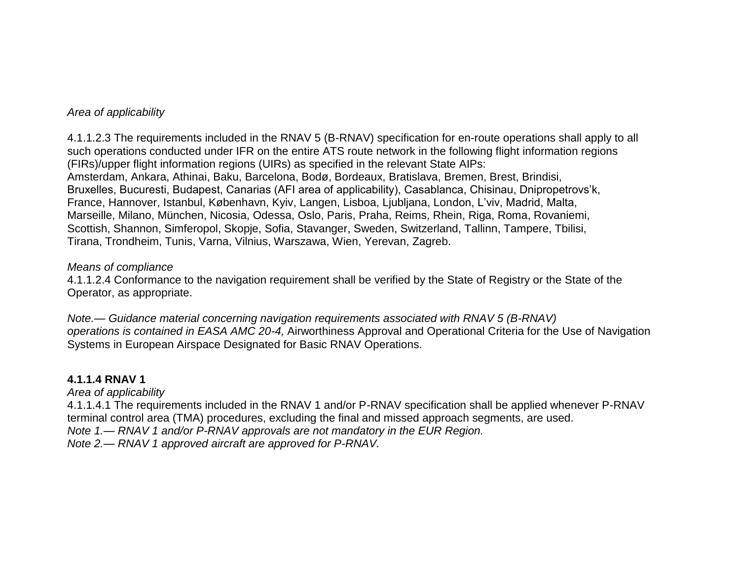*Area of applicability*

4.1.1.2.3 The requirements included in the RNAV 5 (B-RNAV) specification for en-route operations shall apply to all such operations conducted under IFR on the entire ATS route network in the following flight information regions (FIRs)/upper flight information regions (UIRs) as specified in the relevant State AIPs:
Amsterdam, Ankara, Athinai, Baku, Barcelona, Bodø, Bordeaux, Bratislava, Bremen, Brest, Brindisi, Bruxelles, Bucuresti, Budapest, Canarias (AFI area of applicability), Casablanca, Chisinau, Dnipropetrovs'k, France, Hannover, Istanbul, København, Kyiv, Langen, Lisboa, Ljubljana, London, L'viv, Madrid, Malta, Marseille, Milano, München, Nicosia, Odessa, Oslo, Paris, Praha, Reims, Rhein, Riga, Roma, Rovaniemi, Scottish, Shannon, Simferopol, Skopje, Sofia, Stavanger, Sweden, Switzerland, Tallinn, Tampere, Tbilisi, Tirana, Trondheim, Tunis, Varna, Vilnius, Warszawa, Wien, Yerevan, Zagreb.

*Means of compliance*
4.1.1.2.4 Conformance to the navigation requirement shall be verified by the State of Registry or the State of the Operator, as appropriate.

*Note.— Guidance material concerning navigation requirements associated with RNAV 5 (B-RNAV) operations is contained in EASA AMC 20-4,* Airworthiness Approval and Operational Criteria for the Use of Navigation Systems in European Airspace Designated for Basic RNAV Operations*.*

**4.1.1.4 RNAV 1**
*Area of applicability*
4.1.1.4.1 The requirements included in the RNAV 1 and/or P-RNAV specification shall be applied whenever P-RNAV terminal control area (TMA) procedures, excluding the final and missed approach segments, are used.
*Note 1.— RNAV 1 and/or P-RNAV approvals are not mandatory in the EUR Region.*
*Note 2.— RNAV 1 approved aircraft are approved for P-RNAV.*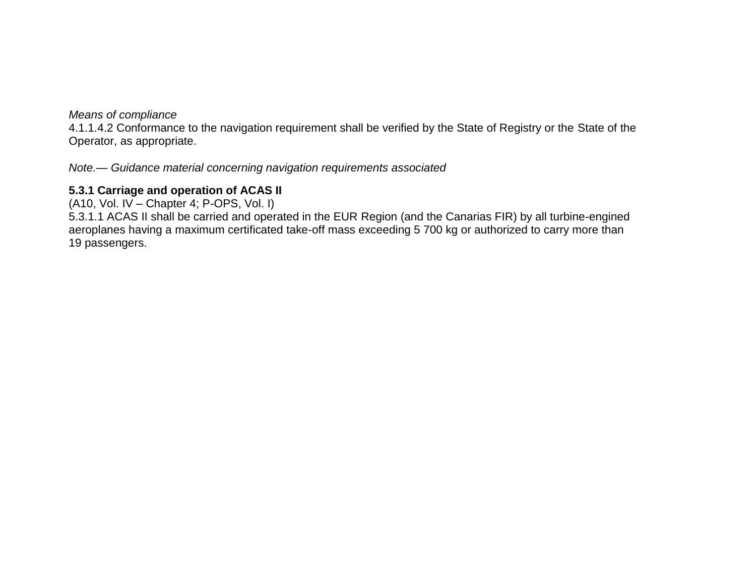*Means of compliance*

4.1.1.4.2 Conformance to the navigation requirement shall be verified by the State of Registry or the State of the Operator, as appropriate.

*Note.— Guidance material concerning navigation requirements associated*

**5.3.1 Carriage and operation of ACAS II**

(A10, Vol. IV – Chapter 4; P-OPS, Vol. I)

5.3.1.1 ACAS II shall be carried and operated in the EUR Region (and the Canarias FIR) by all turbine-engined aeroplanes having a maximum certificated take-off mass exceeding 5 700 kg or authorized to carry more than 19 passengers.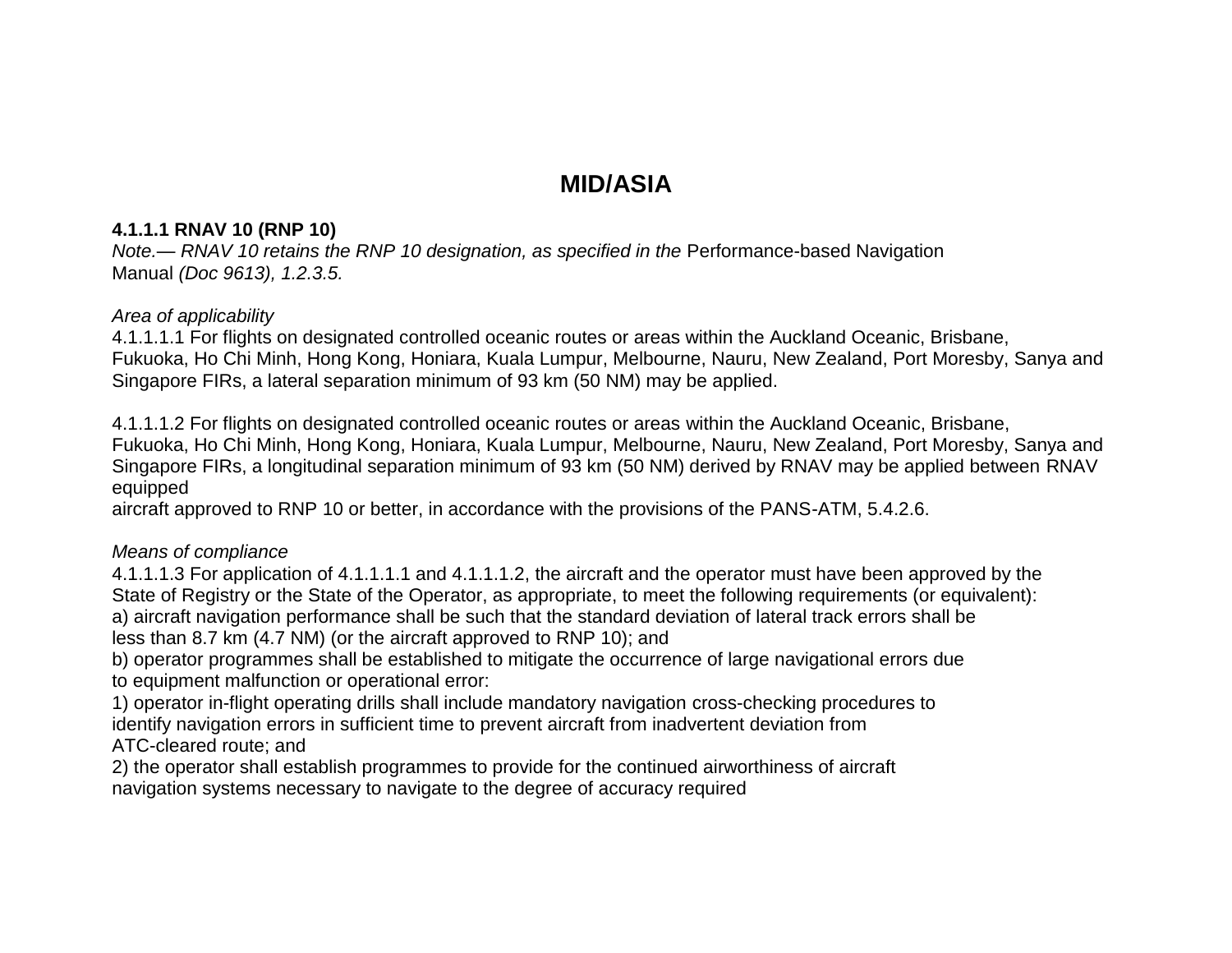## MID/ASIA

**4.1.1.1 RNAV 10 (RNP 10)**

*Note.— RNAV 10 retains the RNP 10 designation, as specified in the* Performance-based Navigation Manual *(Doc 9613), 1.2.3.5.*

*Area of applicability*

4.1.1.1.1 For flights on designated controlled oceanic routes or areas within the Auckland Oceanic, Brisbane, Fukuoka, Ho Chi Minh, Hong Kong, Honiara, Kuala Lumpur, Melbourne, Nauru, New Zealand, Port Moresby, Sanya and Singapore FIRs, a lateral separation minimum of 93 km (50 NM) may be applied.

4.1.1.1.2 For flights on designated controlled oceanic routes or areas within the Auckland Oceanic, Brisbane, Fukuoka, Ho Chi Minh, Hong Kong, Honiara, Kuala Lumpur, Melbourne, Nauru, New Zealand, Port Moresby, Sanya and Singapore FIRs, a longitudinal separation minimum of 93 km (50 NM) derived by RNAV may be applied between RNAV equipped aircraft approved to RNP 10 or better, in accordance with the provisions of the PANS-ATM, 5.4.2.6.

*Means of compliance*

4.1.1.1.3 For application of 4.1.1.1.1 and 4.1.1.1.2, the aircraft and the operator must have been approved by the State of Registry or the State of the Operator, as appropriate, to meet the following requirements (or equivalent):

a) aircraft navigation performance shall be such that the standard deviation of lateral track errors shall be less than 8.7 km (4.7 NM) (or the aircraft approved to RNP 10); and

b) operator programmes shall be established to mitigate the occurrence of large navigational errors due to equipment malfunction or operational error:

1) operator in-flight operating drills shall include mandatory navigation cross-checking procedures to identify navigation errors in sufficient time to prevent aircraft from inadvertent deviation from ATC-cleared route; and

2) the operator shall establish programmes to provide for the continued airworthiness of aircraft navigation systems necessary to navigate to the degree of accuracy required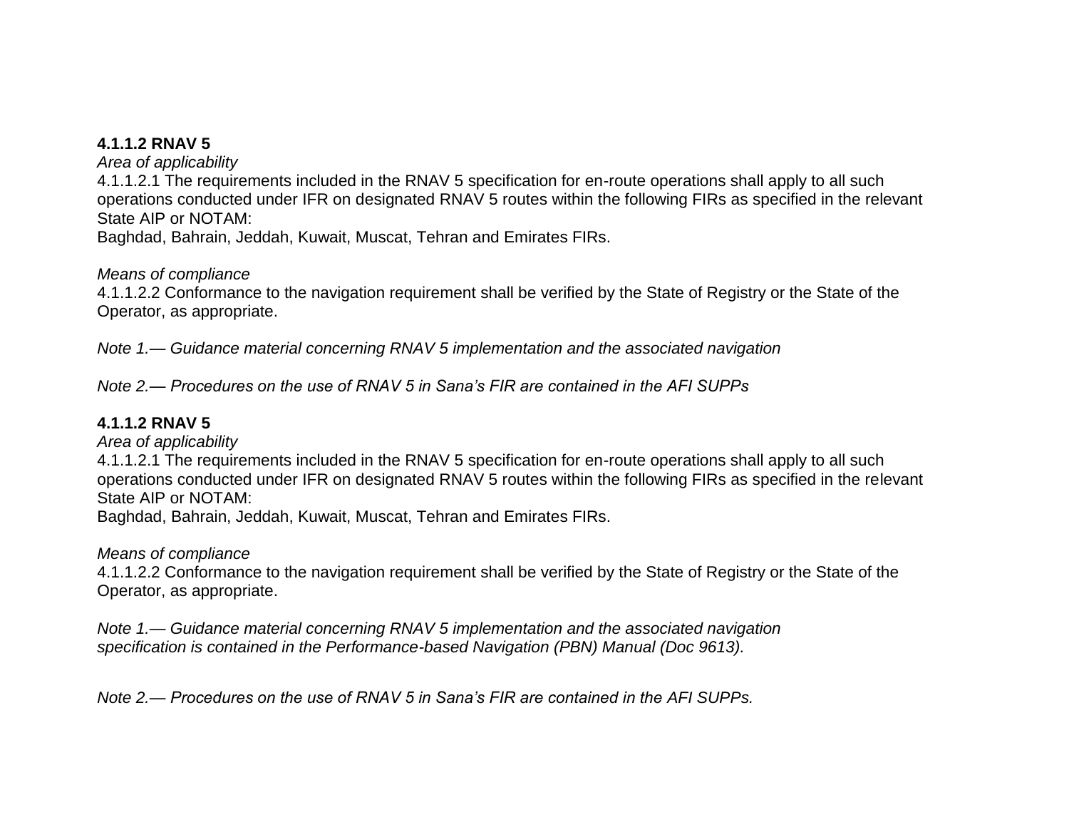**4.1.1.2 RNAV 5**

*Area of applicability*

4.1.1.2.1 The requirements included in the RNAV 5 specification for en-route operations shall apply to all such operations conducted under IFR on designated RNAV 5 routes within the following FIRs as specified in the relevant State AIP or NOTAM:

Baghdad, Bahrain, Jeddah, Kuwait, Muscat, Tehran and Emirates FIRs.

*Means of compliance*

4.1.1.2.2 Conformance to the navigation requirement shall be verified by the State of Registry or the State of the Operator, as appropriate.

*Note 1.— Guidance material concerning RNAV 5 implementation and the associated navigation*

*Note 2.— Procedures on the use of RNAV 5 in Sana's FIR are contained in the AFI SUPPs*

**4.1.1.2 RNAV 5**

*Area of applicability*

4.1.1.2.1 The requirements included in the RNAV 5 specification for en-route operations shall apply to all such operations conducted under IFR on designated RNAV 5 routes within the following FIRs as specified in the relevant State AIP or NOTAM:

Baghdad, Bahrain, Jeddah, Kuwait, Muscat, Tehran and Emirates FIRs.

*Means of compliance*

4.1.1.2.2 Conformance to the navigation requirement shall be verified by the State of Registry or the State of the Operator, as appropriate.

*Note 1.— Guidance material concerning RNAV 5 implementation and the associated navigation specification is contained in the Performance-based Navigation (PBN) Manual (Doc 9613).*

*Note 2.— Procedures on the use of RNAV 5 in Sana's FIR are contained in the AFI SUPPs.*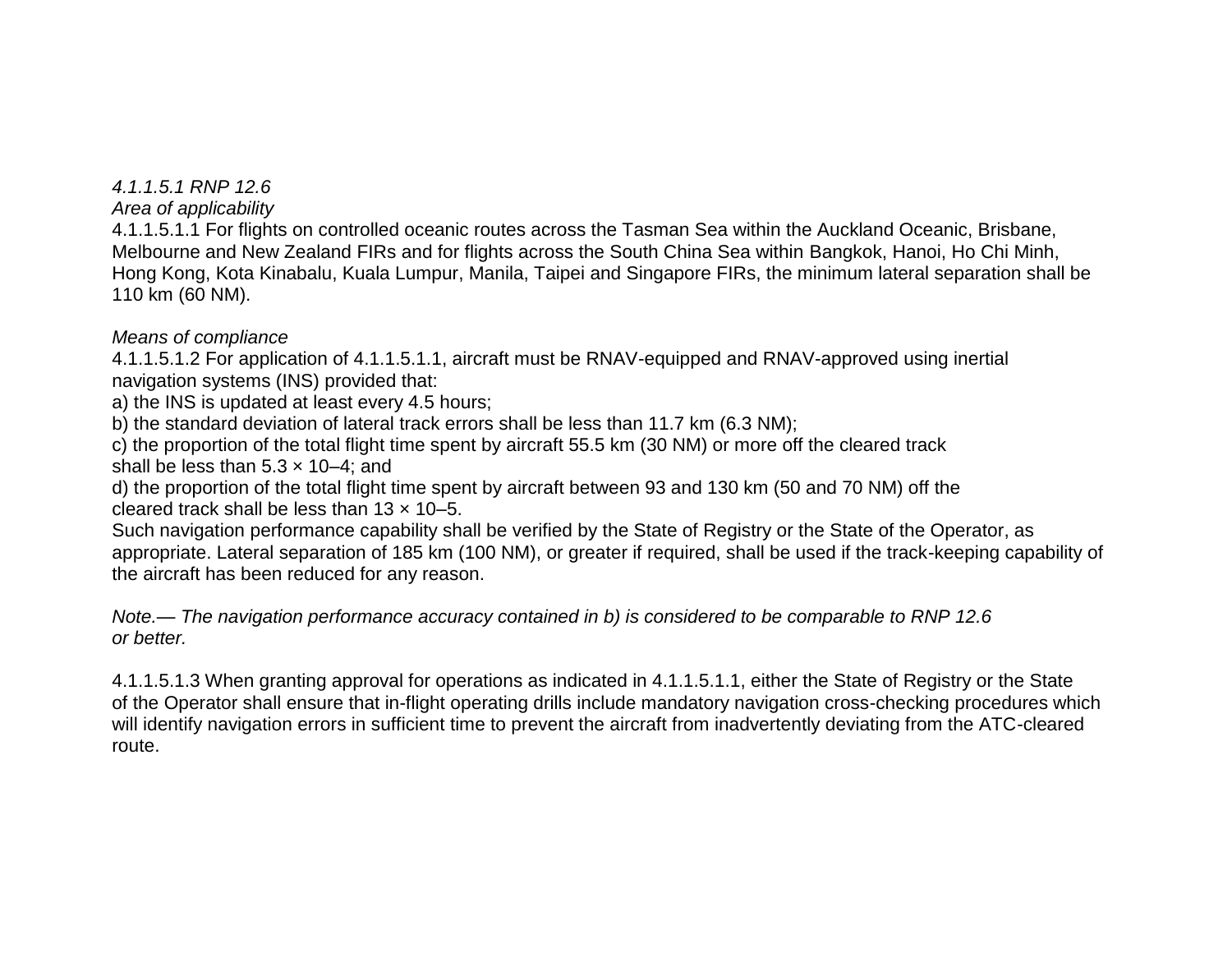*4.1.1.5.1 RNP 12.6*

*Area of applicability*

4.1.1.5.1.1 For flights on controlled oceanic routes across the Tasman Sea within the Auckland Oceanic, Brisbane, Melbourne and New Zealand FIRs and for flights across the South China Sea within Bangkok, Hanoi, Ho Chi Minh, Hong Kong, Kota Kinabalu, Kuala Lumpur, Manila, Taipei and Singapore FIRs, the minimum lateral separation shall be 110 km (60 NM).

*Means of compliance*

4.1.1.5.1.2 For application of 4.1.1.5.1.1, aircraft must be RNAV-equipped and RNAV-approved using inertial navigation systems (INS) provided that:

a) the INS is updated at least every 4.5 hours;

b) the standard deviation of lateral track errors shall be less than 11.7 km (6.3 NM);

c) the proportion of the total flight time spent by aircraft 55.5 km (30 NM) or more off the cleared track shall be less than $5.3 \times 10^{-4}$; and

d) the proportion of the total flight time spent by aircraft between 93 and 130 km (50 and 70 NM) off the cleared track shall be less than $13 \times 10^{-5}$.

Such navigation performance capability shall be verified by the State of Registry or the State of the Operator, as appropriate. Lateral separation of 185 km (100 NM), or greater if required, shall be used if the track-keeping capability of the aircraft has been reduced for any reason.

*Note.— The navigation performance accuracy contained in b) is considered to be comparable to RNP 12.6 or better.*

4.1.1.5.1.3 When granting approval for operations as indicated in 4.1.1.5.1.1, either the State of Registry or the State of the Operator shall ensure that in-flight operating drills include mandatory navigation cross-checking procedures which will identify navigation errors in sufficient time to prevent the aircraft from inadvertently deviating from the ATC-cleared route.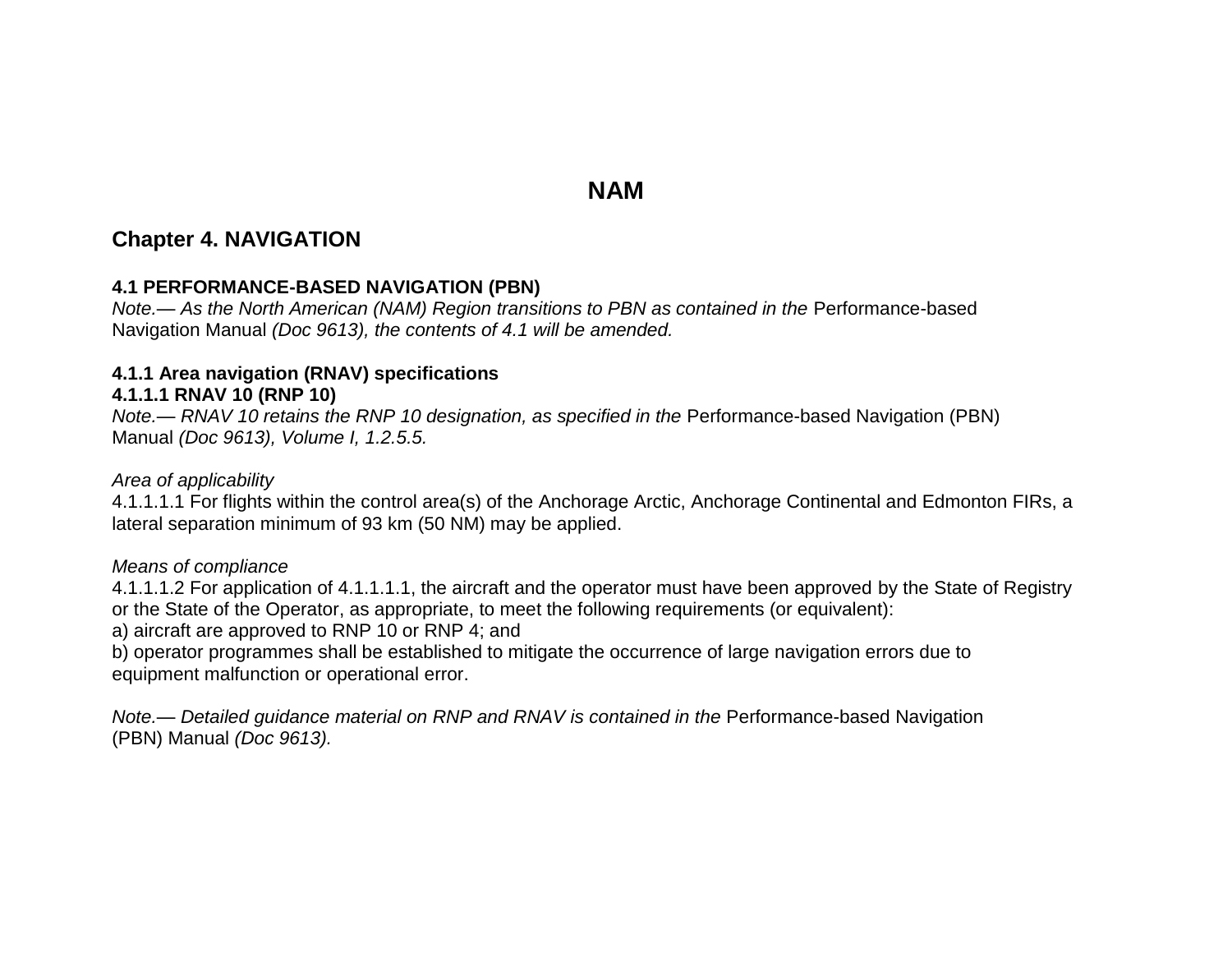# NAM

## Chapter 4. NAVIGATION

### 4.1 PERFORMANCE-BASED NAVIGATION (PBN)

*Note.— As the North American (NAM) Region transitions to PBN as contained in the* Performance-based Navigation Manual *(Doc 9613), the contents of 4.1 will be amended.*

**4.1.1 Area navigation (RNAV) specifications**

**4.1.1.1 RNAV 10 (RNP 10)**

*Note.— RNAV 10 retains the RNP 10 designation, as specified in the* Performance-based Navigation (PBN) Manual *(Doc 9613), Volume I, 1.2.5.5.*

*Area of applicability*

4.1.1.1.1 For flights within the control area(s) of the Anchorage Arctic, Anchorage Continental and Edmonton FIRs, a lateral separation minimum of 93 km (50 NM) may be applied.

*Means of compliance*

4.1.1.1.2 For application of 4.1.1.1.1, the aircraft and the operator must have been approved by the State of Registry or the State of the Operator, as appropriate, to meet the following requirements (or equivalent):

a) aircraft are approved to RNP 10 or RNP 4; and

b) operator programmes shall be established to mitigate the occurrence of large navigation errors due to equipment malfunction or operational error.

*Note.— Detailed guidance material on RNP and RNAV is contained in the* Performance-based Navigation (PBN) Manual *(Doc 9613).*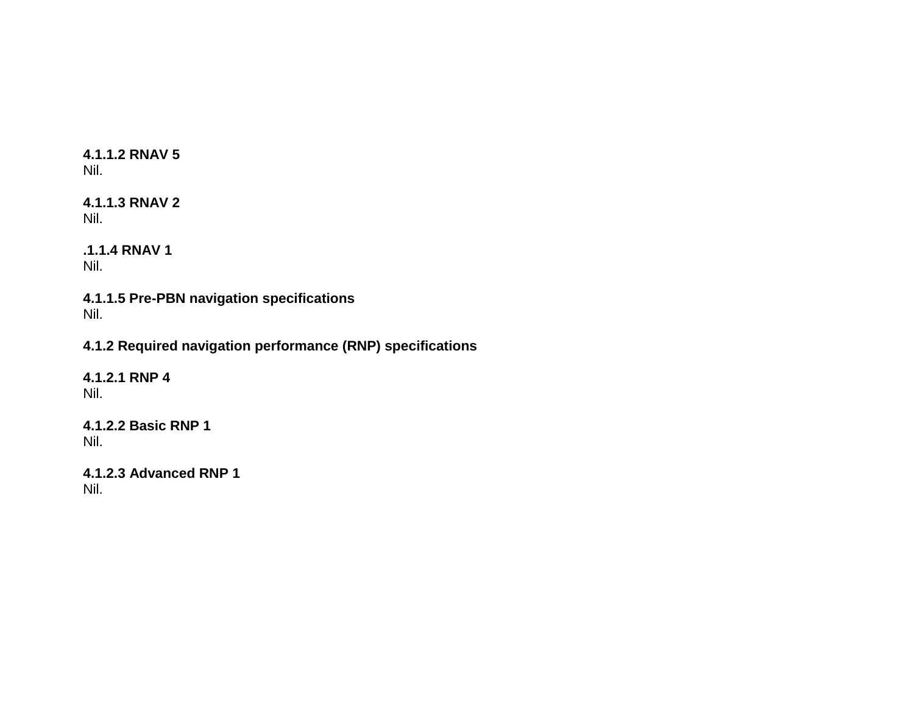**4.1.1.2 RNAV 5**
Nil.

**4.1.1.3 RNAV 2**
Nil.

**.1.1.4 RNAV 1**
Nil.

**4.1.1.5 Pre-PBN navigation specifications**
Nil.

**4.1.2 Required navigation performance (RNP) specifications**

**4.1.2.1 RNP 4**
Nil.

**4.1.2.2 Basic RNP 1**
Nil.

**4.1.2.3 Advanced RNP 1**
Nil.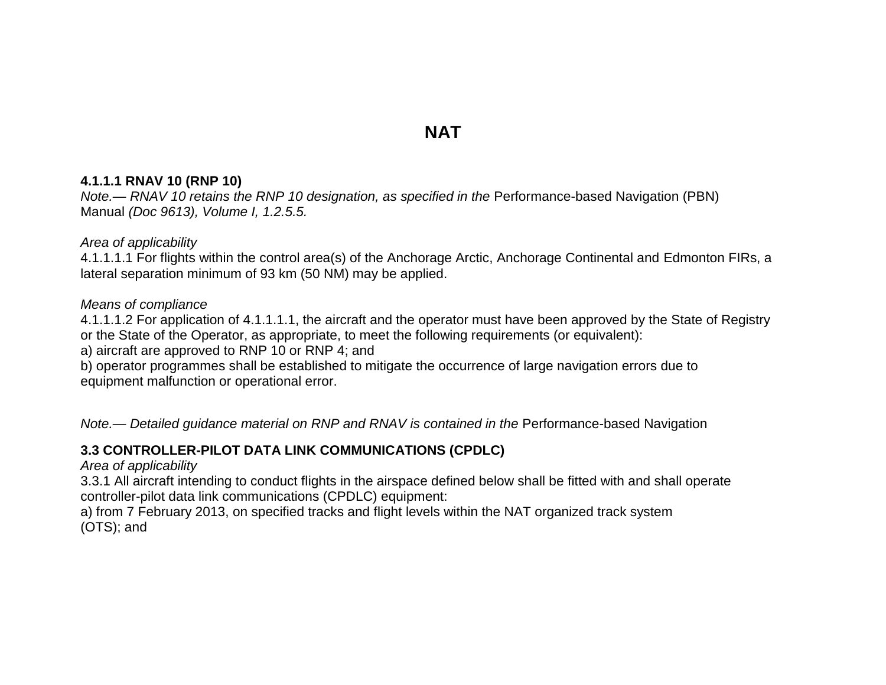# NAT

**4.1.1.1 RNAV 10 (RNP 10)**
*Note.— RNAV 10 retains the RNP 10 designation, as specified in the* Performance-based Navigation (PBN) Manual *(Doc 9613), Volume I, 1.2.5.5.*

*Area of applicability*
4.1.1.1.1 For flights within the control area(s) of the Anchorage Arctic, Anchorage Continental and Edmonton FIRs, a lateral separation minimum of 93 km (50 NM) may be applied.

*Means of compliance*
4.1.1.1.2 For application of 4.1.1.1.1, the aircraft and the operator must have been approved by the State of Registry or the State of the Operator, as appropriate, to meet the following requirements (or equivalent):
a) aircraft are approved to RNP 10 or RNP 4; and
b) operator programmes shall be established to mitigate the occurrence of large navigation errors due to equipment malfunction or operational error.

*Note.— Detailed guidance material on RNP and RNAV is contained in the* Performance-based Navigation

**3.3 CONTROLLER-PILOT DATA LINK COMMUNICATIONS (CPDLC)**
*Area of applicability*
3.3.1 All aircraft intending to conduct flights in the airspace defined below shall be fitted with and shall operate controller-pilot data link communications (CPDLC) equipment:
a) from 7 February 2013, on specified tracks and flight levels within the NAT organized track system (OTS); and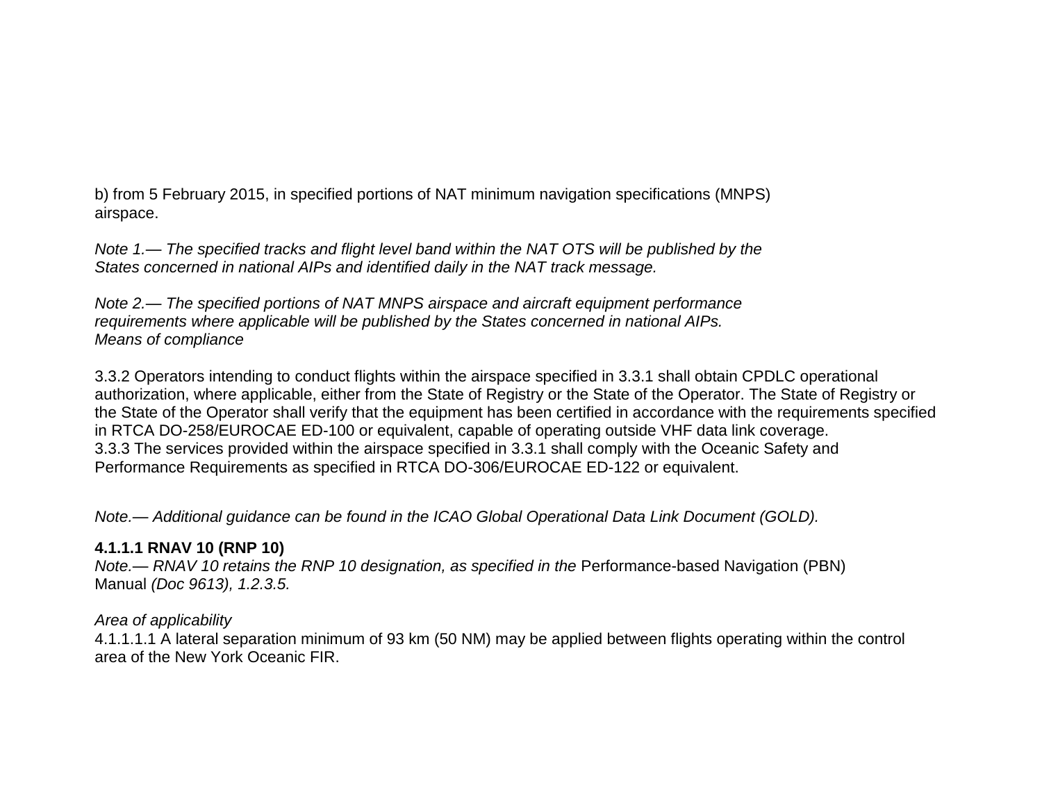b) from 5 February 2015, in specified portions of NAT minimum navigation specifications (MNPS) airspace.

*Note 1.— The specified tracks and flight level band within the NAT OTS will be published by the States concerned in national AIPs and identified daily in the NAT track message.*

*Note 2.— The specified portions of NAT MNPS airspace and aircraft equipment performance requirements where applicable will be published by the States concerned in national AIPs.*
*Means of compliance*

3.3.2 Operators intending to conduct flights within the airspace specified in 3.3.1 shall obtain CPDLC operational authorization, where applicable, either from the State of Registry or the State of the Operator. The State of Registry or the State of the Operator shall verify that the equipment has been certified in accordance with the requirements specified in RTCA DO-258/EUROCAE ED-100 or equivalent, capable of operating outside VHF data link coverage.
3.3.3 The services provided within the airspace specified in 3.3.1 shall comply with the Oceanic Safety and Performance Requirements as specified in RTCA DO-306/EUROCAE ED-122 or equivalent.

*Note.— Additional guidance can be found in the ICAO Global Operational Data Link Document (GOLD).*

**4.1.1.1 RNAV 10 (RNP 10)**
*Note.— RNAV 10 retains the RNP 10 designation, as specified in the* Performance-based Navigation (PBN) Manual *(Doc 9613), 1.2.3.5.*

*Area of applicability*
4.1.1.1.1 A lateral separation minimum of 93 km (50 NM) may be applied between flights operating within the control area of the New York Oceanic FIR.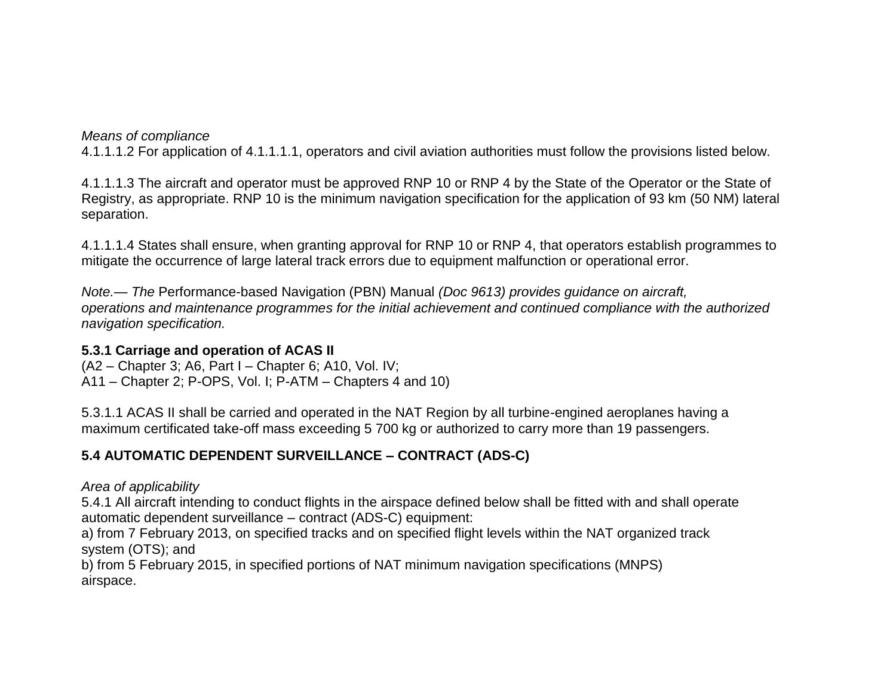*Means of compliance*
4.1.1.1.2 For application of 4.1.1.1.1, operators and civil aviation authorities must follow the provisions listed below.

4.1.1.1.3 The aircraft and operator must be approved RNP 10 or RNP 4 by the State of the Operator or the State of Registry, as appropriate. RNP 10 is the minimum navigation specification for the application of 93 km (50 NM) lateral separation.

4.1.1.1.4 States shall ensure, when granting approval for RNP 10 or RNP 4, that operators establish programmes to mitigate the occurrence of large lateral track errors due to equipment malfunction or operational error.

*Note.— The* Performance-based Navigation (PBN) Manual *(Doc 9613) provides guidance on aircraft, operations and maintenance programmes for the initial achievement and continued compliance with the authorized navigation specification.*

**5.3.1 Carriage and operation of ACAS II**
(A2 – Chapter 3; A6, Part I – Chapter 6; A10, Vol. IV;
A11 – Chapter 2; P-OPS, Vol. I; P-ATM – Chapters 4 and 10)

5.3.1.1 ACAS II shall be carried and operated in the NAT Region by all turbine-engined aeroplanes having a maximum certificated take-off mass exceeding 5 700 kg or authorized to carry more than 19 passengers.

**5.4 AUTOMATIC DEPENDENT SURVEILLANCE – CONTRACT (ADS-C)**

*Area of applicability*
5.4.1 All aircraft intending to conduct flights in the airspace defined below shall be fitted with and shall operate automatic dependent surveillance – contract (ADS-C) equipment:
a) from 7 February 2013, on specified tracks and on specified flight levels within the NAT organized track system (OTS); and
b) from 5 February 2015, in specified portions of NAT minimum navigation specifications (MNPS) airspace.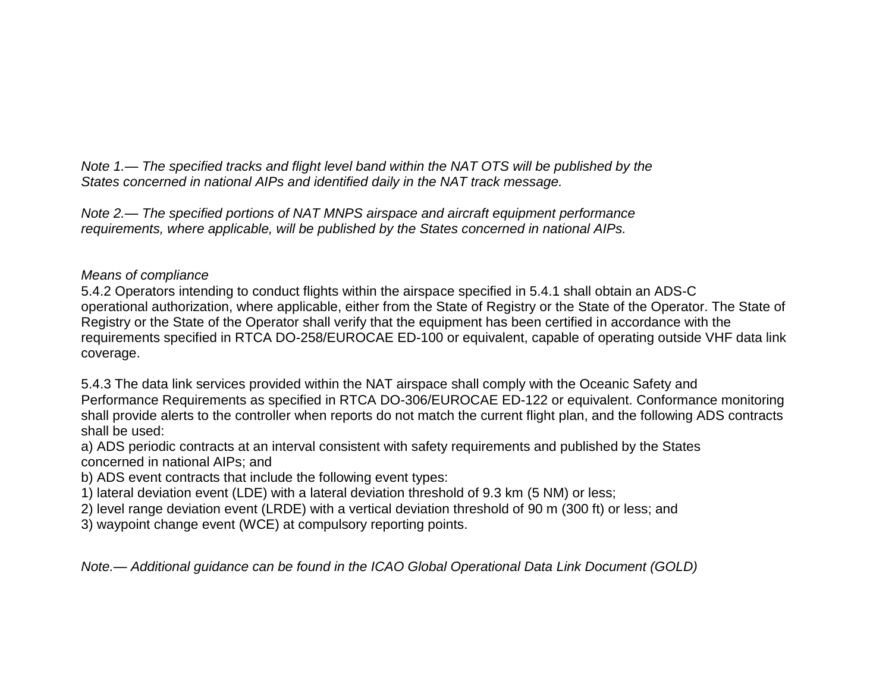*Note 1.— The specified tracks and flight level band within the NAT OTS will be published by the States concerned in national AIPs and identified daily in the NAT track message.*

*Note 2.— The specified portions of NAT MNPS airspace and aircraft equipment performance requirements, where applicable, will be published by the States concerned in national AIPs.*

*Means of compliance*

5.4.2 Operators intending to conduct flights within the airspace specified in 5.4.1 shall obtain an ADS-C operational authorization, where applicable, either from the State of Registry or the State of the Operator. The State of Registry or the State of the Operator shall verify that the equipment has been certified in accordance with the requirements specified in RTCA DO-258/EUROCAE ED-100 or equivalent, capable of operating outside VHF data link coverage.

5.4.3 The data link services provided within the NAT airspace shall comply with the Oceanic Safety and Performance Requirements as specified in RTCA DO-306/EUROCAE ED-122 or equivalent. Conformance monitoring shall provide alerts to the controller when reports do not match the current flight plan, and the following ADS contracts shall be used:

a) ADS periodic contracts at an interval consistent with safety requirements and published by the States concerned in national AIPs; and

b) ADS event contracts that include the following event types:

1) lateral deviation event (LDE) with a lateral deviation threshold of 9.3 km (5 NM) or less;

2) level range deviation event (LRDE) with a vertical deviation threshold of 90 m (300 ft) or less; and

3) waypoint change event (WCE) at compulsory reporting points.

*Note.— Additional guidance can be found in the ICAO Global Operational Data Link Document (GOLD)*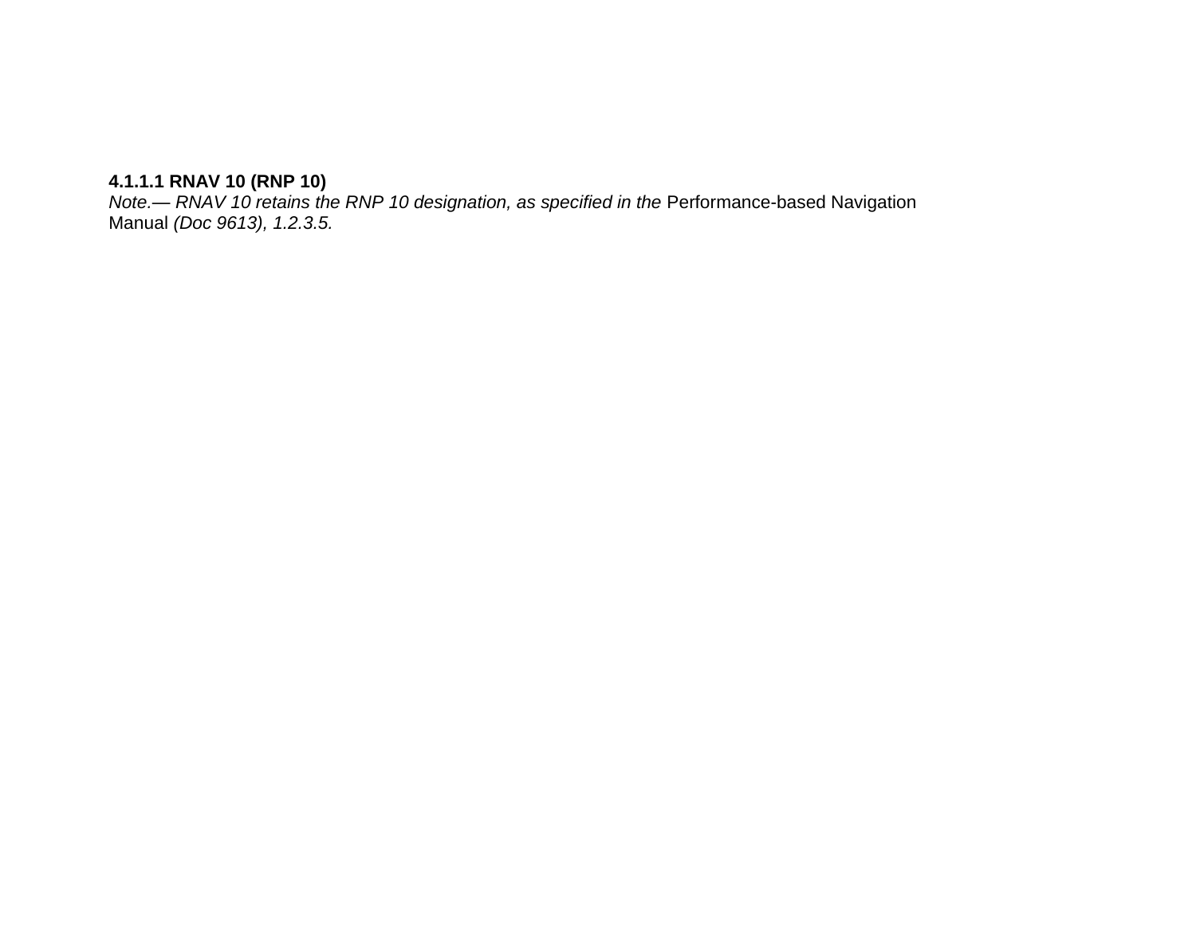**4.1.1.1 RNAV 10 (RNP 10)**

*Note.— RNAV 10 retains the RNP 10 designation, as specified in the* Performance-based Navigation Manual *(Doc 9613), 1.2.3.5.*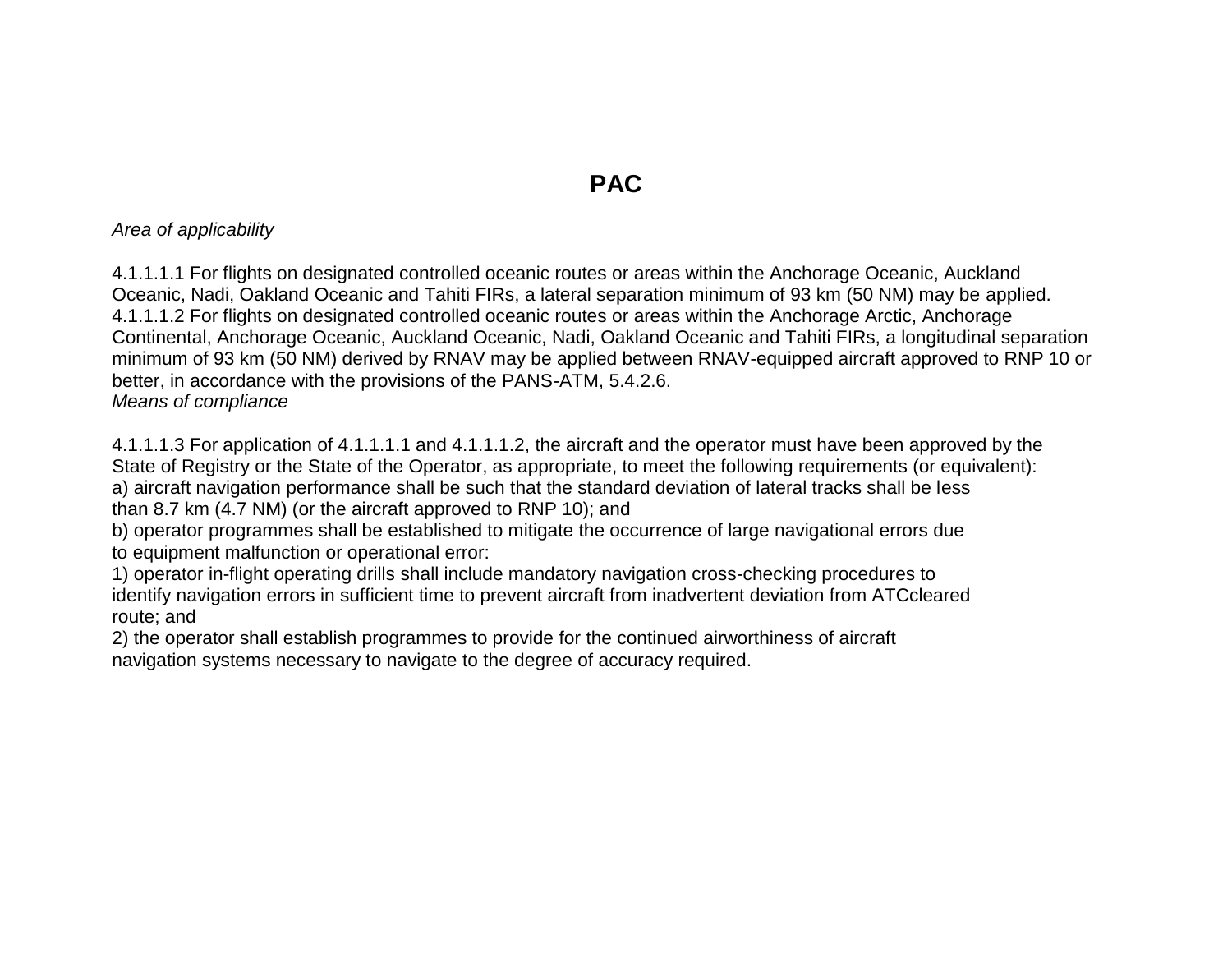# PAC

*Area of applicability*

4.1.1.1.1 For flights on designated controlled oceanic routes or areas within the Anchorage Oceanic, Auckland Oceanic, Nadi, Oakland Oceanic and Tahiti FIRs, a lateral separation minimum of 93 km (50 NM) may be applied.
4.1.1.1.2 For flights on designated controlled oceanic routes or areas within the Anchorage Arctic, Anchorage Continental, Anchorage Oceanic, Auckland Oceanic, Nadi, Oakland Oceanic and Tahiti FIRs, a longitudinal separation minimum of 93 km (50 NM) derived by RNAV may be applied between RNAV-equipped aircraft approved to RNP 10 or better, in accordance with the provisions of the PANS-ATM, 5.4.2.6.
*Means of compliance*

4.1.1.1.3 For application of 4.1.1.1.1 and 4.1.1.1.2, the aircraft and the operator must have been approved by the State of Registry or the State of the Operator, as appropriate, to meet the following requirements (or equivalent):
a) aircraft navigation performance shall be such that the standard deviation of lateral tracks shall be less than 8.7 km (4.7 NM) (or the aircraft approved to RNP 10); and
b) operator programmes shall be established to mitigate the occurrence of large navigational errors due to equipment malfunction or operational error:
1) operator in-flight operating drills shall include mandatory navigation cross-checking procedures to identify navigation errors in sufficient time to prevent aircraft from inadvertent deviation from ATCcleared route; and
2) the operator shall establish programmes to provide for the continued airworthiness of aircraft navigation systems necessary to navigate to the degree of accuracy required.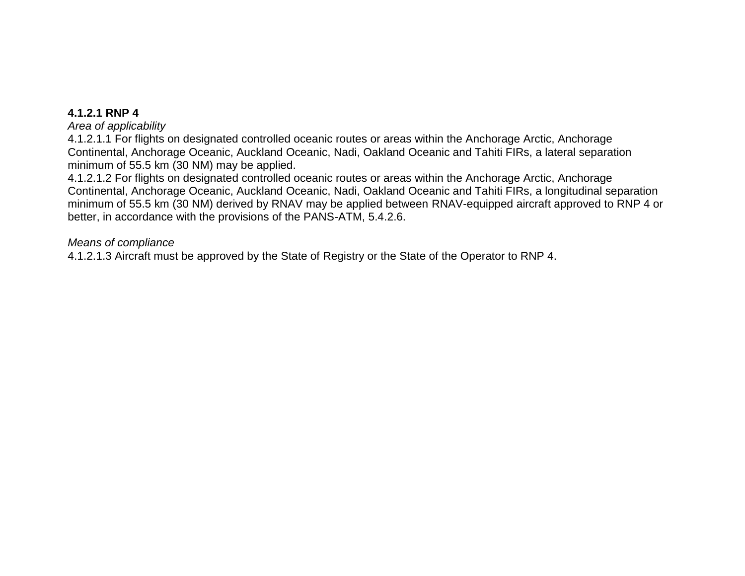**4.1.2.1 RNP 4**

*Area of applicability*

4.1.2.1.1 For flights on designated controlled oceanic routes or areas within the Anchorage Arctic, Anchorage Continental, Anchorage Oceanic, Auckland Oceanic, Nadi, Oakland Oceanic and Tahiti FIRs, a lateral separation minimum of 55.5 km (30 NM) may be applied.

4.1.2.1.2 For flights on designated controlled oceanic routes or areas within the Anchorage Arctic, Anchorage Continental, Anchorage Oceanic, Auckland Oceanic, Nadi, Oakland Oceanic and Tahiti FIRs, a longitudinal separation minimum of 55.5 km (30 NM) derived by RNAV may be applied between RNAV-equipped aircraft approved to RNP 4 or better, in accordance with the provisions of the PANS-ATM, 5.4.2.6.

*Means of compliance*

4.1.2.1.3 Aircraft must be approved by the State of Registry or the State of the Operator to RNP 4.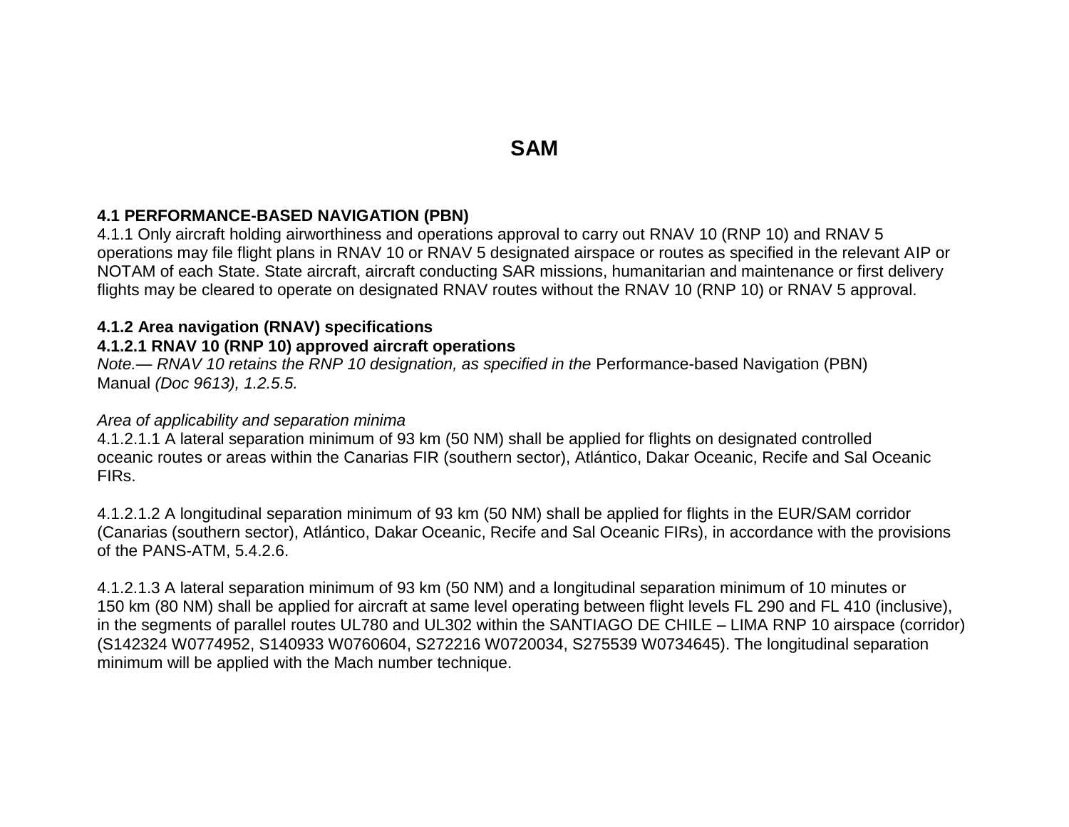# SAM

**4.1 PERFORMANCE-BASED NAVIGATION (PBN)**

4.1.1 Only aircraft holding airworthiness and operations approval to carry out RNAV 10 (RNP 10) and RNAV 5 operations may file flight plans in RNAV 10 or RNAV 5 designated airspace or routes as specified in the relevant AIP or NOTAM of each State. State aircraft, aircraft conducting SAR missions, humanitarian and maintenance or first delivery flights may be cleared to operate on designated RNAV routes without the RNAV 10 (RNP 10) or RNAV 5 approval.

**4.1.2 Area navigation (RNAV) specifications**

**4.1.2.1 RNAV 10 (RNP 10) approved aircraft operations**

*Note.— RNAV 10 retains the RNP 10 designation, as specified in the* Performance-based Navigation (PBN) Manual *(Doc 9613), 1.2.5.5.*

*Area of applicability and separation minima*

4.1.2.1.1 A lateral separation minimum of 93 km (50 NM) shall be applied for flights on designated controlled oceanic routes or areas within the Canarias FIR (southern sector), Atlántico, Dakar Oceanic, Recife and Sal Oceanic FIRs.

4.1.2.1.2 A longitudinal separation minimum of 93 km (50 NM) shall be applied for flights in the EUR/SAM corridor (Canarias (southern sector), Atlántico, Dakar Oceanic, Recife and Sal Oceanic FIRs), in accordance with the provisions of the PANS-ATM, 5.4.2.6.

4.1.2.1.3 A lateral separation minimum of 93 km (50 NM) and a longitudinal separation minimum of 10 minutes or 150 km (80 NM) shall be applied for aircraft at same level operating between flight levels FL 290 and FL 410 (inclusive), in the segments of parallel routes UL780 and UL302 within the SANTIAGO DE CHILE – LIMA RNP 10 airspace (corridor) (S142324 W0774952, S140933 W0760604, S272216 W0720034, S275539 W0734645). The longitudinal separation minimum will be applied with the Mach number technique.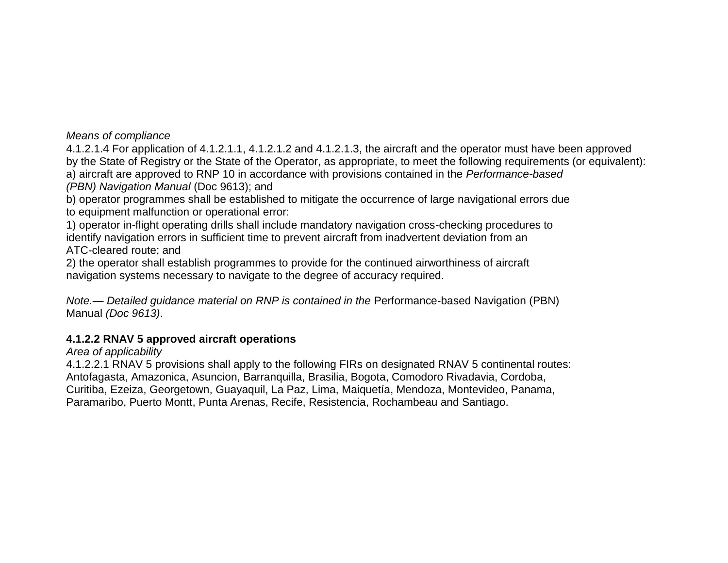*Means of compliance*

4.1.2.1.4 For application of 4.1.2.1.1, 4.1.2.1.2 and 4.1.2.1.3, the aircraft and the operator must have been approved by the State of Registry or the State of the Operator, as appropriate, to meet the following requirements (or equivalent):

a) aircraft are approved to RNP 10 in accordance with provisions contained in the *Performance-based (PBN) Navigation Manual* (Doc 9613); and

b) operator programmes shall be established to mitigate the occurrence of large navigational errors due to equipment malfunction or operational error:

1) operator in-flight operating drills shall include mandatory navigation cross-checking procedures to identify navigation errors in sufficient time to prevent aircraft from inadvertent deviation from an ATC-cleared route; and

2) the operator shall establish programmes to provide for the continued airworthiness of aircraft navigation systems necessary to navigate to the degree of accuracy required.

*Note.— Detailed guidance material on RNP is contained in the* Performance-based Navigation (PBN) Manual *(Doc 9613)*.

**4.1.2.2 RNAV 5 approved aircraft operations**

*Area of applicability*

4.1.2.2.1 RNAV 5 provisions shall apply to the following FIRs on designated RNAV 5 continental routes: Antofagasta, Amazonica, Asuncion, Barranquilla, Brasilia, Bogota, Comodoro Rivadavia, Cordoba, Curitiba, Ezeiza, Georgetown, Guayaquil, La Paz, Lima, Maiquetía, Mendoza, Montevideo, Panama, Paramaribo, Puerto Montt, Punta Arenas, Recife, Resistencia, Rochambeau and Santiago.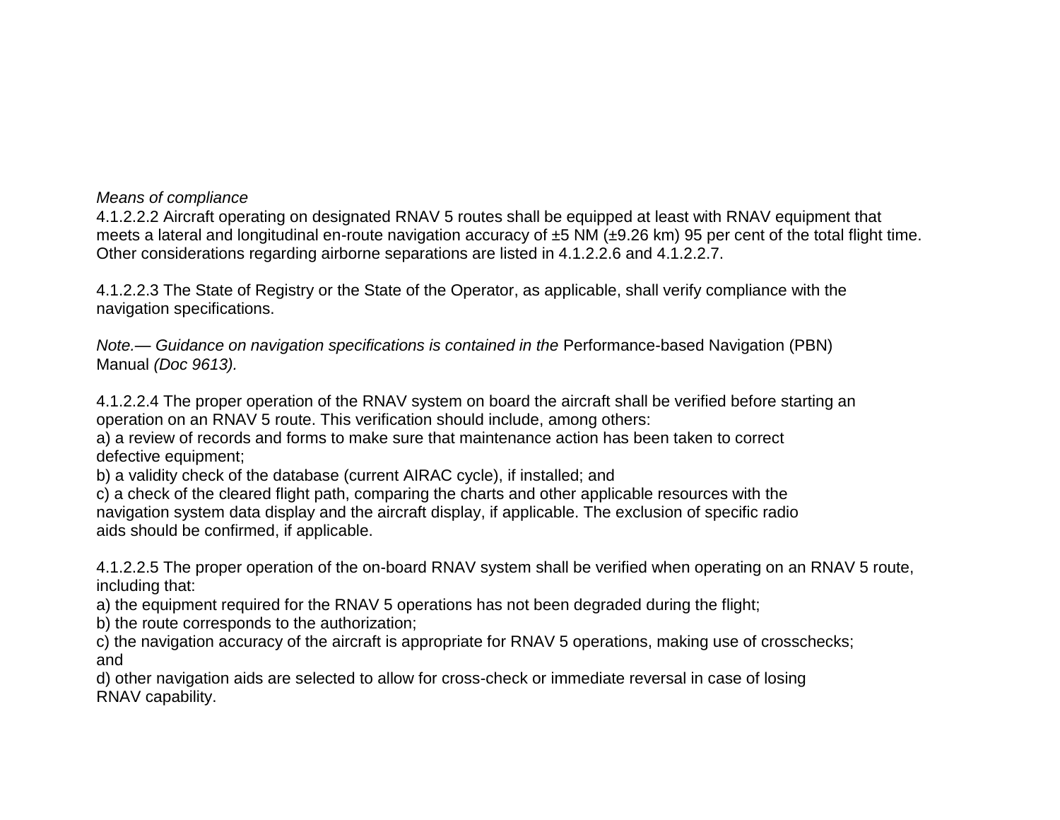*Means of compliance*

4.1.2.2.2 Aircraft operating on designated RNAV 5 routes shall be equipped at least with RNAV equipment that meets a lateral and longitudinal en-route navigation accuracy of ±5 NM (±9.26 km) 95 per cent of the total flight time. Other considerations regarding airborne separations are listed in 4.1.2.2.6 and 4.1.2.2.7.

4.1.2.2.3 The State of Registry or the State of the Operator, as applicable, shall verify compliance with the navigation specifications.

*Note.— Guidance on navigation specifications is contained in the* Performance-based Navigation (PBN) Manual *(Doc 9613).*

4.1.2.2.4 The proper operation of the RNAV system on board the aircraft shall be verified before starting an operation on an RNAV 5 route. This verification should include, among others:

a) a review of records and forms to make sure that maintenance action has been taken to correct defective equipment;

b) a validity check of the database (current AIRAC cycle), if installed; and

c) a check of the cleared flight path, comparing the charts and other applicable resources with the navigation system data display and the aircraft display, if applicable. The exclusion of specific radio aids should be confirmed, if applicable.

4.1.2.2.5 The proper operation of the on-board RNAV system shall be verified when operating on an RNAV 5 route, including that:

a) the equipment required for the RNAV 5 operations has not been degraded during the flight;

b) the route corresponds to the authorization;

c) the navigation accuracy of the aircraft is appropriate for RNAV 5 operations, making use of crosschecks; and

d) other navigation aids are selected to allow for cross-check or immediate reversal in case of losing RNAV capability.